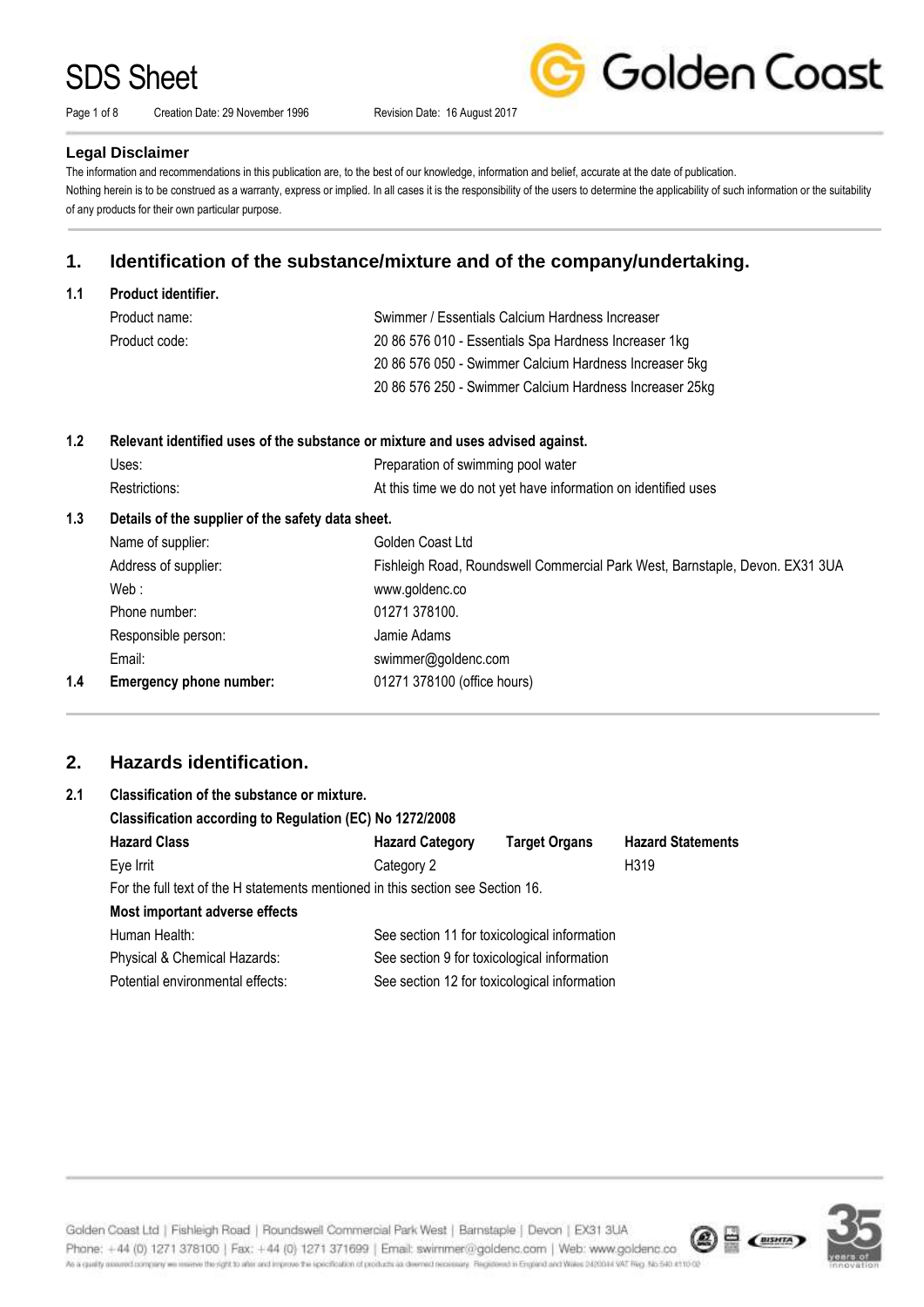# SDS Sheet

Creation Date: 29 November 1996    Revision Date: 16 August 2017

### Legal Disclaimer

The information and recommendations in this publication are, to the best of our knowledge, information and belief, accurate at the date of publication.
Nothing herein is to be construed as a warranty, express or implied. In all cases it is the responsibility of the users to determine the applicability of such information or the suitability of any products for their own particular purpose.

## 1. Identification of the substance/mixture and of the company/undertaking.

### 1.1 Product identifier.

| | |
|---|---|
| Product name: | Swimmer / Essentials Calcium Hardness Increaser |
| Product code: | 20 86 576 010 - Essentials Spa Hardness Increaser 1kg |
| | 20 86 576 050 - Swimmer Calcium Hardness Increaser 5kg |
| | 20 86 576 250 - Swimmer Calcium Hardness Increaser 25kg |

### 1.2 Relevant identified uses of the substance or mixture and uses advised against.

| | |
|---|---|
| Uses: | Preparation of swimming pool water |
| Restrictions: | At this time we do not yet have information on identified uses |

### 1.3 Details of the supplier of the safety data sheet.

| | |
|---|---|
| Name of supplier: | Golden Coast Ltd |
| Address of supplier: | Fishleigh Road, Roundswell Commercial Park West, Barnstaple, Devon. EX31 3UA |
| Web : | www.goldenc.co |
| Phone number: | 01271 378100. |
| Responsible person: | Jamie Adams |
| Email: | swimmer@goldenc.com |

### 1.4 Emergency phone number:

01271 378100 (office hours)

## 2. Hazards identification.

### 2.1 Classification of the substance or mixture.

**Classification according to Regulation (EC) No 1272/2008**

| Hazard Class | Hazard Category | Target Organs | Hazard Statements |
|---|---|---|---|
| Eye Irrit | Category 2 | | H319 |

For the full text of the H statements mentioned in this section see Section 16.

**Most important adverse effects**

| | |
|---|---|
| Human Health: | See section 11 for toxicological information |
| Physical & Chemical Hazards: | See section 9 for toxicological information |
| Potential environmental effects: | See section 12 for toxicological information |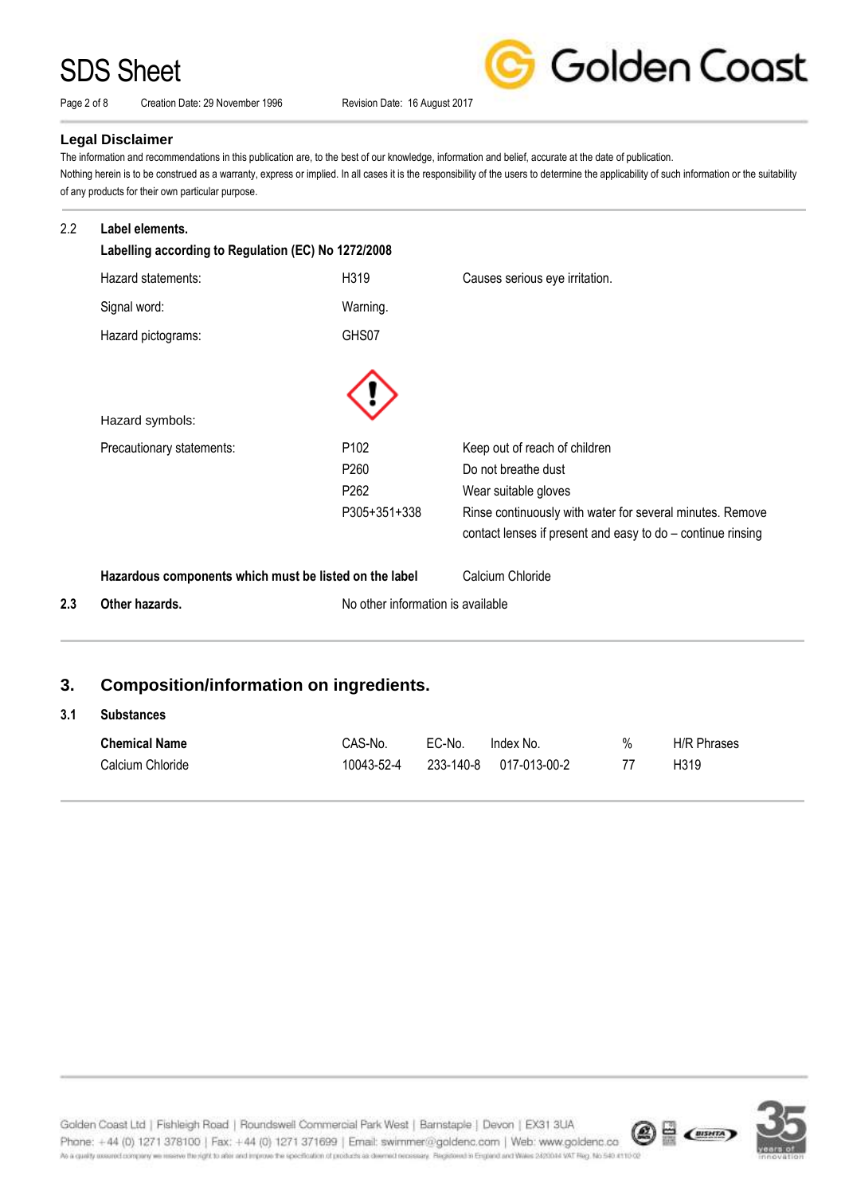## Legal Disclaimer

The information and recommendations in this publication are, to the best of our knowledge, information and belief, accurate at the date of publication.
Nothing herein is to be construed as a warranty, express or implied. In all cases it is the responsibility of the users to determine the applicability of such information or the suitability of any products for their own particular purpose.

### 2.2 Label elements.

**Labelling according to Regulation (EC) No 1272/2008**

| | | |
|---|---|---|
| Hazard statements: | H319 | Causes serious eye irritation. |
| Signal word: | Warning. | |
| Hazard pictograms: | GHS07 | |
| Hazard symbols: | | |
| Precautionary statements: | P102 | Keep out of reach of children |
| | P260 | Do not breathe dust |
| | P262 | Wear suitable gloves |
| | P305+351+338 | Rinse continuously with water for several minutes. Remove contact lenses if present and easy to do – continue rinsing |

**Hazardous components which must be listed on the label** Calcium Chloride

### 2.3 Other hazards.

No other information is available

## 3. Composition/information on ingredients.

### 3.1 Substances

| Chemical Name | CAS-No. | EC-No. | Index No. | % | H/R Phrases |
|---|---|---|---|---|---|
| Calcium Chloride | 10043-52-4 | 233-140-8 | 017-013-00-2 | 77 | H319 |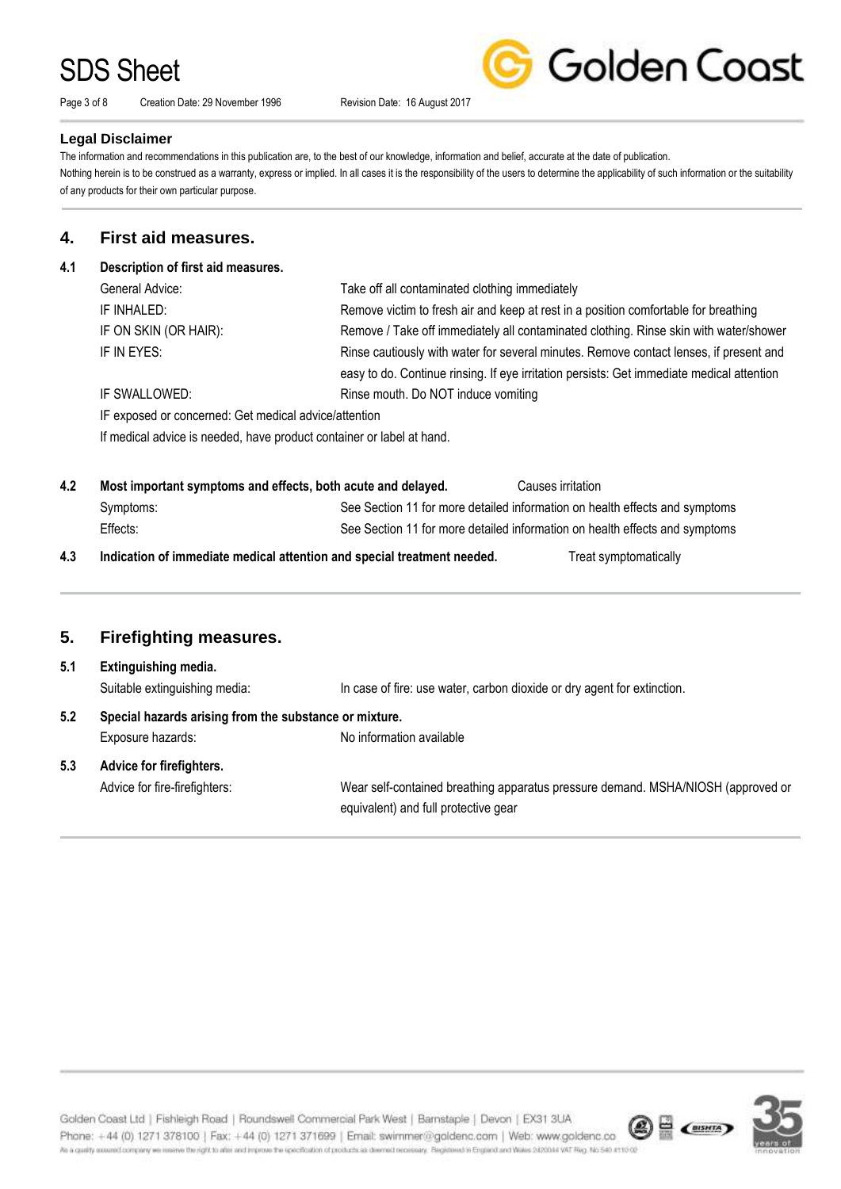## Legal Disclaimer

The information and recommendations in this publication are, to the best of our knowledge, information and belief, accurate at the date of publication.
Nothing herein is to be construed as a warranty, express or implied. In all cases it is the responsibility of the users to determine the applicability of such information or the suitability of any products for their own particular purpose.

## 4. First aid measures.

### 4.1 Description of first aid measures.

| | |
|---|---|
| General Advice: | Take off all contaminated clothing immediately |
| IF INHALED: | Remove victim to fresh air and keep at rest in a position comfortable for breathing |
| IF ON SKIN (OR HAIR): | Remove / Take off immediately all contaminated clothing. Rinse skin with water/shower |
| IF IN EYES: | Rinse cautiously with water for several minutes. Remove contact lenses, if present and easy to do. Continue rinsing. If eye irritation persists: Get immediate medical attention |
| IF SWALLOWED: | Rinse mouth. Do NOT induce vomiting |

IF exposed or concerned: Get medical advice/attention
If medical advice is needed, have product container or label at hand.

### 4.2 Most important symptoms and effects, both acute and delayed.

Causes irritation

| | |
|---|---|
| Symptoms: | See Section 11 for more detailed information on health effects and symptoms |
| Effects: | See Section 11 for more detailed information on health effects and symptoms |

### 4.3 Indication of immediate medical attention and special treatment needed.

Treat symptomatically

## 5. Firefighting measures.

### 5.1 Extinguishing media.

| | |
|---|---|
| Suitable extinguishing media: | In case of fire: use water, carbon dioxide or dry agent for extinction. |

### 5.2 Special hazards arising from the substance or mixture.

| | |
|---|---|
| Exposure hazards: | No information available |

### 5.3 Advice for firefighters.

| | |
|---|---|
| Advice for fire-firefighters: | Wear self-contained breathing apparatus pressure demand. MSHA/NIOSH (approved or equivalent) and full protective gear |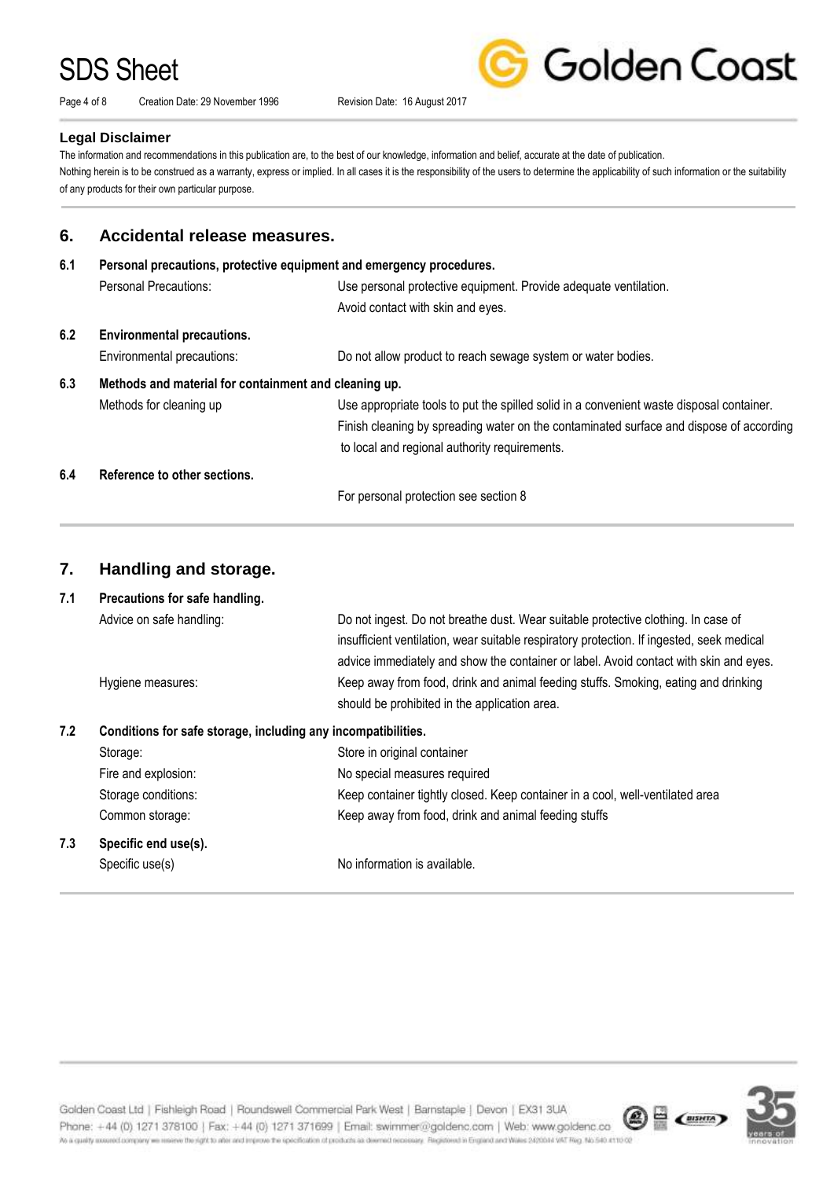### Legal Disclaimer

The information and recommendations in this publication are, to the best of our knowledge, information and belief, accurate at the date of publication.

Nothing herein is to be construed as a warranty, express or implied. In all cases it is the responsibility of the users to determine the applicability of such information or the suitability of any products for their own particular purpose.

## 6. Accidental release measures.

### 6.1 Personal precautions, protective equipment and emergency procedures.

| | |
|---|---|
| Personal Precautions: | Use personal protective equipment. Provide adequate ventilation. Avoid contact with skin and eyes. |

### 6.2 Environmental precautions.

| | |
|---|---|
| Environmental precautions: | Do not allow product to reach sewage system or water bodies. |

### 6.3 Methods and material for containment and cleaning up.

| | |
|---|---|
| Methods for cleaning up | Use appropriate tools to put the spilled solid in a convenient waste disposal container. Finish cleaning by spreading water on the contaminated surface and dispose of according to local and regional authority requirements. |

### 6.4 Reference to other sections.

For personal protection see section 8

## 7. Handling and storage.

### 7.1 Precautions for safe handling.

| | |
|---|---|
| Advice on safe handling: | Do not ingest. Do not breathe dust. Wear suitable protective clothing. In case of insufficient ventilation, wear suitable respiratory protection. If ingested, seek medical advice immediately and show the container or label. Avoid contact with skin and eyes. |
| Hygiene measures: | Keep away from food, drink and animal feeding stuffs. Smoking, eating and drinking should be prohibited in the application area. |

### 7.2 Conditions for safe storage, including any incompatibilities.

| | |
|---|---|
| Storage: | Store in original container |
| Fire and explosion: | No special measures required |
| Storage conditions: | Keep container tightly closed. Keep container in a cool, well-ventilated area |
| Common storage: | Keep away from food, drink and animal feeding stuffs |

### 7.3 Specific end use(s).

| | |
|---|---|
| Specific use(s) | No information is available. |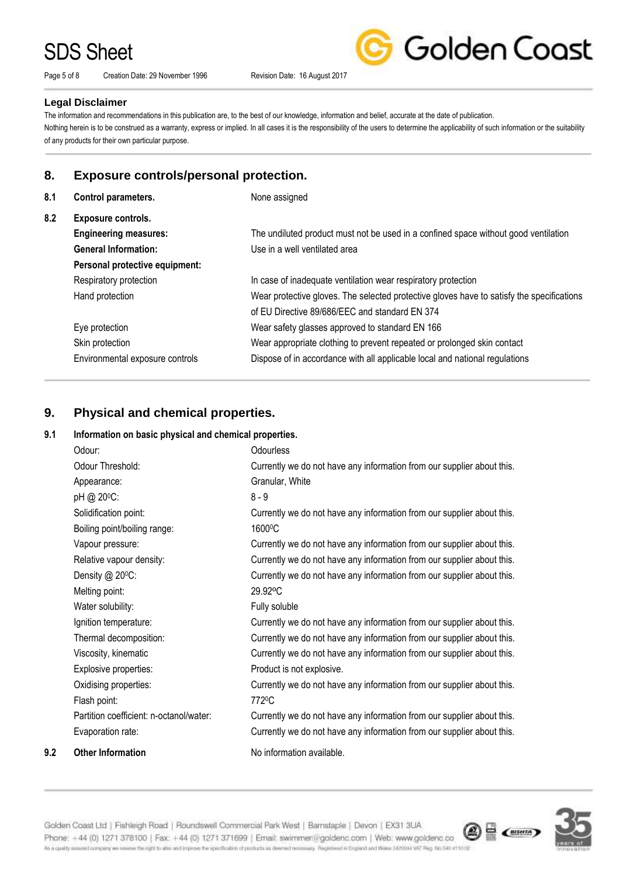## Legal Disclaimer

The information and recommendations in this publication are, to the best of our knowledge, information and belief, accurate at the date of publication.
Nothing herein is to be construed as a warranty, express or implied. In all cases it is the responsibility of the users to determine the applicability of such information or the suitability of any products for their own particular purpose.

## 8. Exposure controls/personal protection.

| | | |
|---|---|---|
| **8.1** | **Control parameters.** | None assigned |
| **8.2** | **Exposure controls.** | |
| | **Engineering measures:** | The undiluted product must not be used in a confined space without good ventilation |
| | **General Information:** | Use in a well ventilated area |
| | **Personal protective equipment:** | |
| | Respiratory protection | In case of inadequate ventilation wear respiratory protection |
| | Hand protection | Wear protective gloves. The selected protective gloves have to satisfy the specifications of EU Directive 89/686/EEC and standard EN 374 |
| | Eye protection | Wear safety glasses approved to standard EN 166 |
| | Skin protection | Wear appropriate clothing to prevent repeated or prolonged skin contact |
| | Environmental exposure controls | Dispose of in accordance with all applicable local and national regulations |

## 9. Physical and chemical properties.

**9.1 Information on basic physical and chemical properties.**

| | |
|---|---|
| Odour: | Odourless |
| Odour Threshold: | Currently we do not have any information from our supplier about this. |
| Appearance: | Granular, White |
| pH @ 20$^0$C: | 8 - 9 |
| Solidification point: | Currently we do not have any information from our supplier about this. |
| Boiling point/boiling range: | 1600$^0$C |
| Vapour pressure: | Currently we do not have any information from our supplier about this. |
| Relative vapour density: | Currently we do not have any information from our supplier about this. |
| Density @ 20$^0$C: | Currently we do not have any information from our supplier about this. |
| Melting point: | 29.92ºC |
| Water solubility: | Fully soluble |
| Ignition temperature: | Currently we do not have any information from our supplier about this. |
| Thermal decomposition: | Currently we do not have any information from our supplier about this. |
| Viscosity, kinematic | Currently we do not have any information from our supplier about this. |
| Explosive properties: | Product is not explosive. |
| Oxidising properties: | Currently we do not have any information from our supplier about this. |
| Flash point: | 772$^0$C |
| Partition coefficient: n-octanol/water: | Currently we do not have any information from our supplier about this. |
| Evaporation rate: | Currently we do not have any information from our supplier about this. |

**9.2 Other Information** — No information available.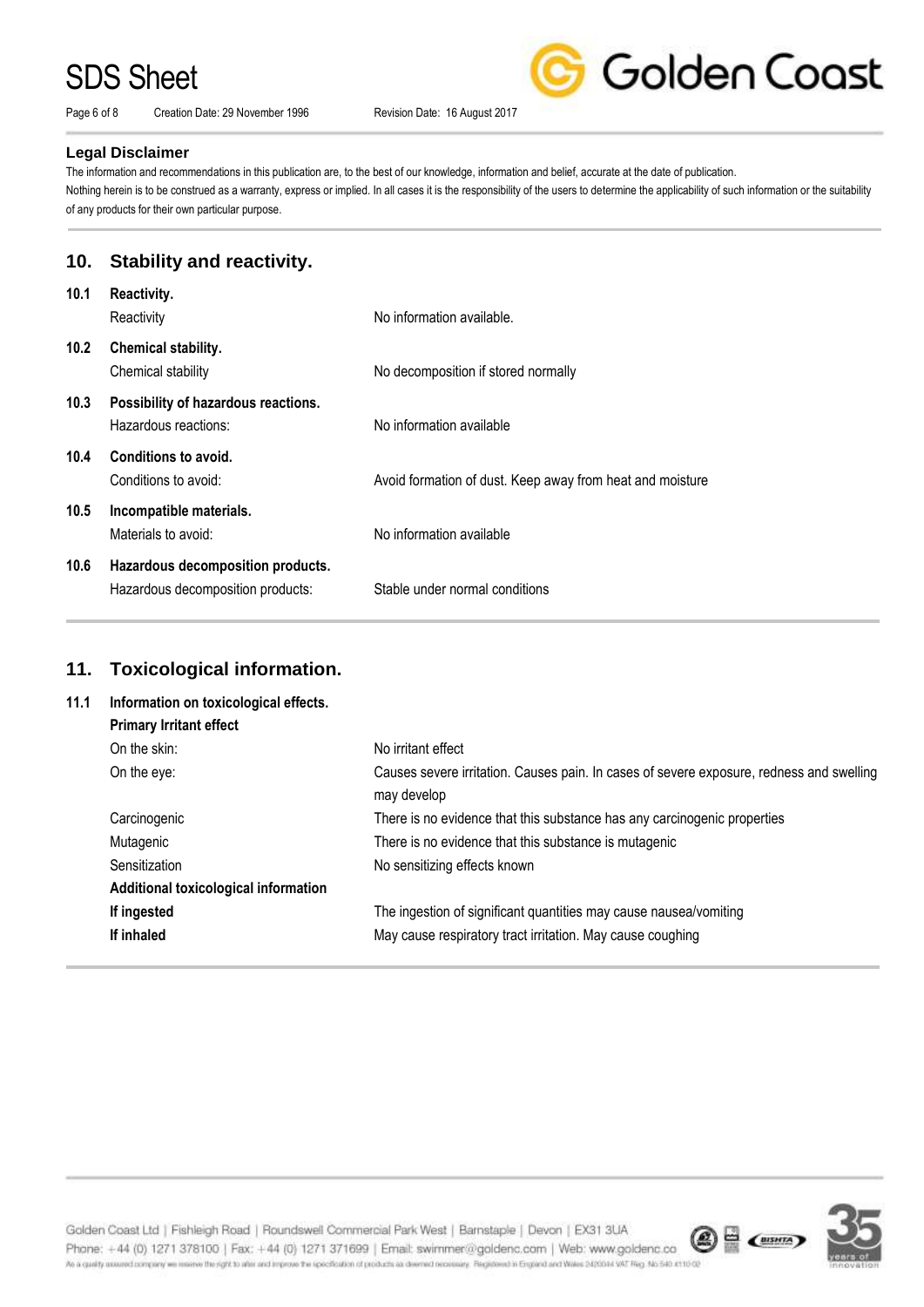## Legal Disclaimer

The information and recommendations in this publication are, to the best of our knowledge, information and belief, accurate at the date of publication.
Nothing herein is to be construed as a warranty, express or implied. In all cases it is the responsibility of the users to determine the applicability of such information or the suitability of any products for their own particular purpose.

## 10. Stability and reactivity.

**10.1 Reactivity.**

| | |
|---|---|
| Reactivity | No information available. |

**10.2 Chemical stability.**

| | |
|---|---|
| Chemical stability | No decomposition if stored normally |

**10.3 Possibility of hazardous reactions.**

| | |
|---|---|
| Hazardous reactions: | No information available |

**10.4 Conditions to avoid.**

| | |
|---|---|
| Conditions to avoid: | Avoid formation of dust. Keep away from heat and moisture |

**10.5 Incompatible materials.**

| | |
|---|---|
| Materials to avoid: | No information available |

**10.6 Hazardous decomposition products.**

| | |
|---|---|
| Hazardous decomposition products: | Stable under normal conditions |

## 11. Toxicological information.

**11.1 Information on toxicological effects.**

**Primary Irritant effect**

| | |
|---|---|
| On the skin: | No irritant effect |
| On the eye: | Causes severe irritation. Causes pain. In cases of severe exposure, redness and swelling may develop |
| Carcinogenic | There is no evidence that this substance has any carcinogenic properties |
| Mutagenic | There is no evidence that this substance is mutagenic |
| Sensitization | No sensitizing effects known |

**Additional toxicological information**

| | |
|---|---|
| **If ingested** | The ingestion of significant quantities may cause nausea/vomiting |
| **If inhaled** | May cause respiratory tract irritation. May cause coughing |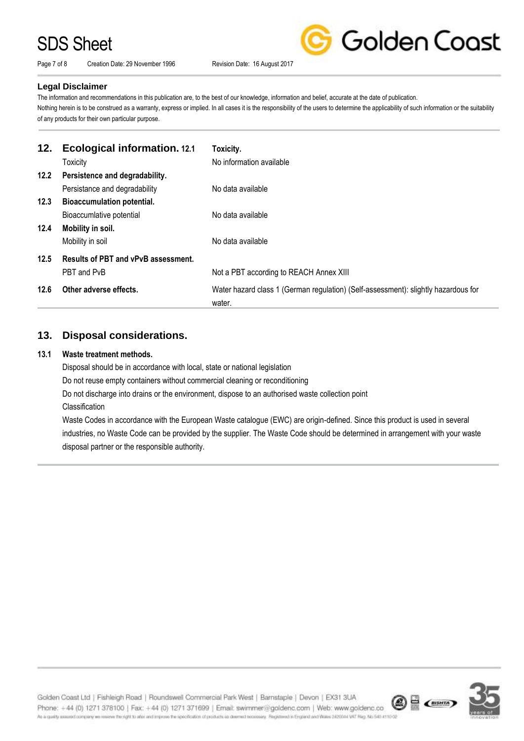## Legal Disclaimer

The information and recommendations in this publication are, to the best of our knowledge, information and belief, accurate at the date of publication.

Nothing herein is to be construed as a warranty, express or implied. In all cases it is the responsibility of the users to determine the applicability of such information or the suitability of any products for their own particular purpose.

## 12. Ecological information.

**12.1 Toxicity.**

| | | |
|---|---|---|
| | Toxicity | No information available |
| **12.2** | **Persistence and degradability.** | |
| | Persistance and degradability | No data available |
| **12.3** | **Bioaccumulation potential.** | |
| | Bioaccumlative potential | No data available |
| **12.4** | **Mobility in soil.** | |
| | Mobility in soil | No data available |
| **12.5** | **Results of PBT and vPvB assessment.** | |
| | PBT and PvB | Not a PBT according to REACH Annex XIII |
| **12.6** | **Other adverse effects.** | Water hazard class 1 (German regulation) (Self-assessment): slightly hazardous for water. |

## 13. Disposal considerations.

**13.1 Waste treatment methods.**

Disposal should be in accordance with local, state or national legislation

Do not reuse empty containers without commercial cleaning or reconditioning

Do not discharge into drains or the environment, dispose to an authorised waste collection point

Classification

Waste Codes in accordance with the European Waste catalogue (EWC) are origin-defined. Since this product is used in several industries, no Waste Code can be provided by the supplier. The Waste Code should be determined in arrangement with your waste disposal partner or the responsible authority.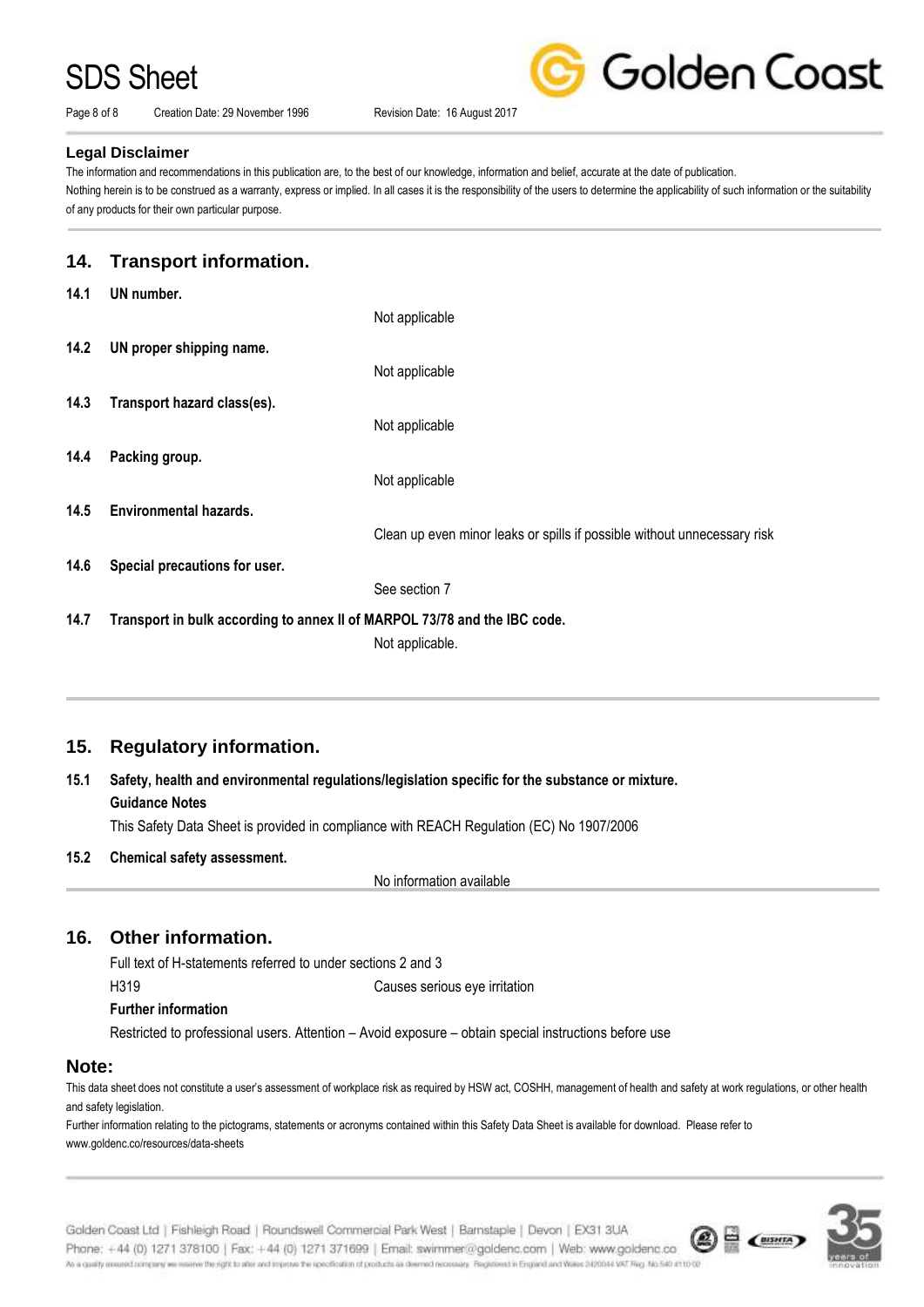### Legal Disclaimer

The information and recommendations in this publication are, to the best of our knowledge, information and belief, accurate at the date of publication.
Nothing herein is to be construed as a warranty, express or implied. In all cases it is the responsibility of the users to determine the applicability of such information or the suitability of any products for their own particular purpose.

## 14. Transport information.

**14.1 UN number.**

Not applicable

**14.2 UN proper shipping name.**

Not applicable

**14.3 Transport hazard class(es).**

Not applicable

**14.4 Packing group.**

Not applicable

**14.5 Environmental hazards.**

Clean up even minor leaks or spills if possible without unnecessary risk

**14.6 Special precautions for user.**

See section 7

**14.7 Transport in bulk according to annex II of MARPOL 73/78 and the IBC code.**

Not applicable.

## 15. Regulatory information.

**15.1 Safety, health and environmental regulations/legislation specific for the substance or mixture.**

**Guidance Notes**

This Safety Data Sheet is provided in compliance with REACH Regulation (EC) No 1907/2006

**15.2 Chemical safety assessment.**

No information available

## 16. Other information.

Full text of H-statements referred to under sections 2 and 3

| | |
|---|---|
| H319 | Causes serious eye irritation |

**Further information**

Restricted to professional users. Attention – Avoid exposure – obtain special instructions before use

### Note:

This data sheet does not constitute a user's assessment of workplace risk as required by HSW act, COSHH, management of health and safety at work regulations, or other health and safety legislation.
Further information relating to the pictograms, statements or acronyms contained within this Safety Data Sheet is available for download. Please refer to www.goldenc.co/resources/data-sheets